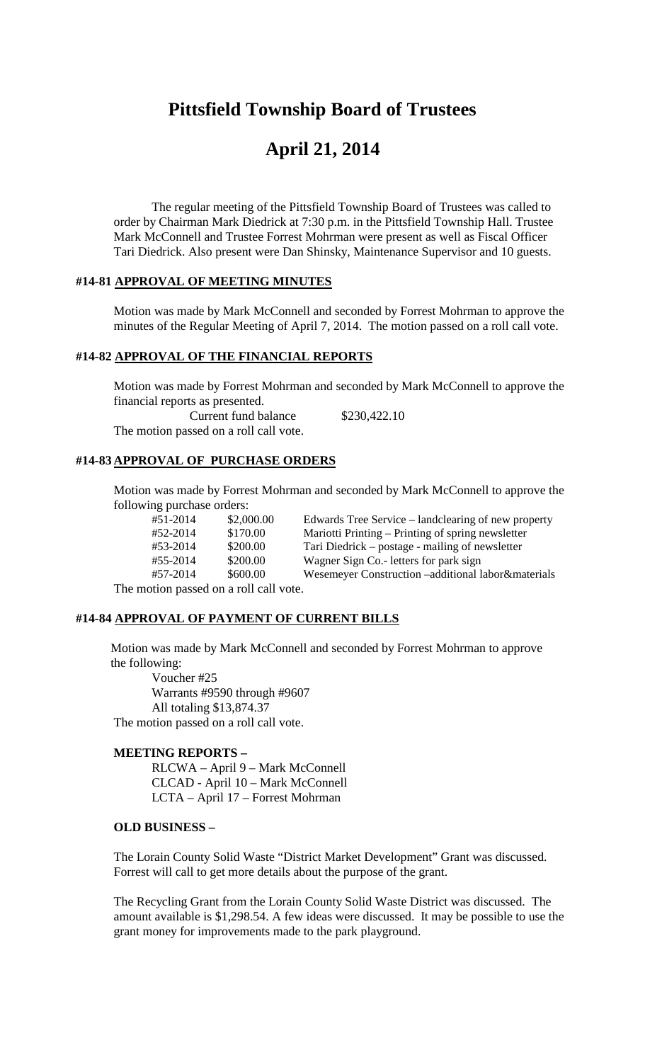# Pittsfield Township Board of Trustees

# April 21, 2014

The regular meeting of the Pittsfield Township Board of Trustees was called to order by Chairman Mark Diedrick at 7:30 p.m. in the Pittsfield Township Hall. Trustee Mark McConnell and Trustee Forrest Mohrman were present as well as Fiscal Officer Tari Diedrick. Also present were Dan Shinsky, Maintenance Supervisor and 10 guests.

### #14-81 APPROVAL OF MEETING MINUTES

Motion was made by Mark McConnell and seconded by Forrest Mohrman to approve the minutes of the Regular Meeting of April 7, 2014. The motion passed on a roll call vote.

### #14-82 APPROVAL OF THE FINANCIAL REPORTS

Motion was made by Forrest Mohrman and seconded by Mark McConnell to approve the financial reports as presented.

Current fund balance $230,422.10

The motion passed on a roll call vote.

### #14-83 APPROVAL OF PURCHASE ORDERS

Motion was made by Forrest Mohrman and seconded by Mark McConnell to approve the following purchase orders:

| | | |
|---|---|---|
| #51-2014 | $2,000.00 | Edwards Tree Service – landclearing of new property |
| #52-2014 | $170.00 | Mariotti Printing – Printing of spring newsletter |
| #53-2014 | $200.00 | Tari Diedrick – postage - mailing of newsletter |
| #55-2014 | $200.00 | Wagner Sign Co.- letters for park sign |
| #57-2014 | $600.00 | Wesemeyer Construction –additional labor&materials |

The motion passed on a roll call vote.

### #14-84 APPROVAL OF PAYMENT OF CURRENT BILLS

Motion was made by Mark McConnell and seconded by Forrest Mohrman to approve the following:

Voucher #25
Warrants #9590 through #9607
All totaling $13,874.37

The motion passed on a roll call vote.

### MEETING REPORTS –

RLCWA – April 9 – Mark McConnell
CLCAD - April 10 – Mark McConnell
LCTA – April 17 – Forrest Mohrman

### OLD BUSINESS –

The Lorain County Solid Waste "District Market Development" Grant was discussed. Forrest will call to get more details about the purpose of the grant.

The Recycling Grant from the Lorain County Solid Waste District was discussed. The amount available is $1,298.54. A few ideas were discussed. It may be possible to use the grant money for improvements made to the park playground.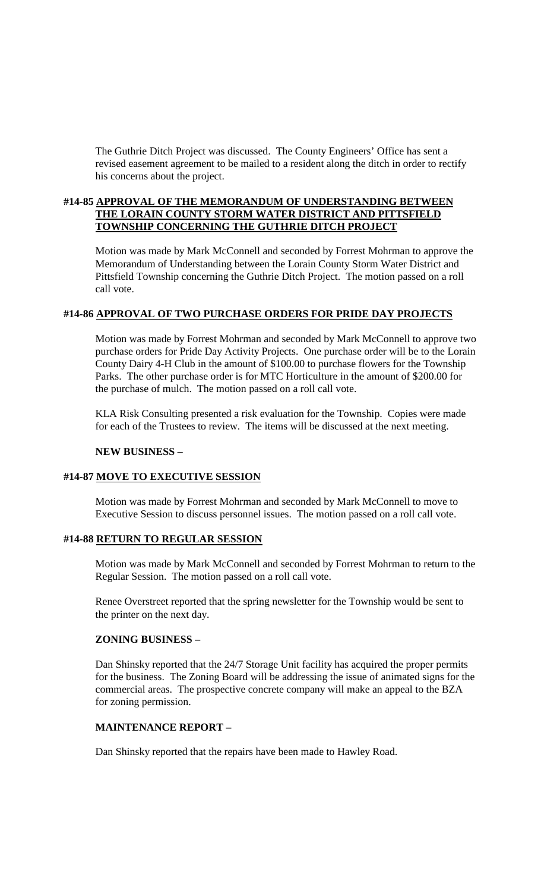The Guthrie Ditch Project was discussed. The County Engineers' Office has sent a revised easement agreement to be mailed to a resident along the ditch in order to rectify his concerns about the project.

**#14-85 APPROVAL OF THE MEMORANDUM OF UNDERSTANDING BETWEEN THE LORAIN COUNTY STORM WATER DISTRICT AND PITTSFIELD TOWNSHIP CONCERNING THE GUTHRIE DITCH PROJECT**

Motion was made by Mark McConnell and seconded by Forrest Mohrman to approve the Memorandum of Understanding between the Lorain County Storm Water District and Pittsfield Township concerning the Guthrie Ditch Project. The motion passed on a roll call vote.

**#14-86 APPROVAL OF TWO PURCHASE ORDERS FOR PRIDE DAY PROJECTS**

Motion was made by Forrest Mohrman and seconded by Mark McConnell to approve two purchase orders for Pride Day Activity Projects. One purchase order will be to the Lorain County Dairy 4-H Club in the amount of $100.00 to purchase flowers for the Township Parks. The other purchase order is for MTC Horticulture in the amount of $200.00 for the purchase of mulch. The motion passed on a roll call vote.

KLA Risk Consulting presented a risk evaluation for the Township. Copies were made for each of the Trustees to review. The items will be discussed at the next meeting.

**NEW BUSINESS –**

**#14-87 MOVE TO EXECUTIVE SESSION**

Motion was made by Forrest Mohrman and seconded by Mark McConnell to move to Executive Session to discuss personnel issues. The motion passed on a roll call vote.

**#14-88 RETURN TO REGULAR SESSION**

Motion was made by Mark McConnell and seconded by Forrest Mohrman to return to the Regular Session. The motion passed on a roll call vote.

Renee Overstreet reported that the spring newsletter for the Township would be sent to the printer on the next day.

**ZONING BUSINESS –**

Dan Shinsky reported that the 24/7 Storage Unit facility has acquired the proper permits for the business. The Zoning Board will be addressing the issue of animated signs for the commercial areas. The prospective concrete company will make an appeal to the BZA for zoning permission.

**MAINTENANCE REPORT –**

Dan Shinsky reported that the repairs have been made to Hawley Road.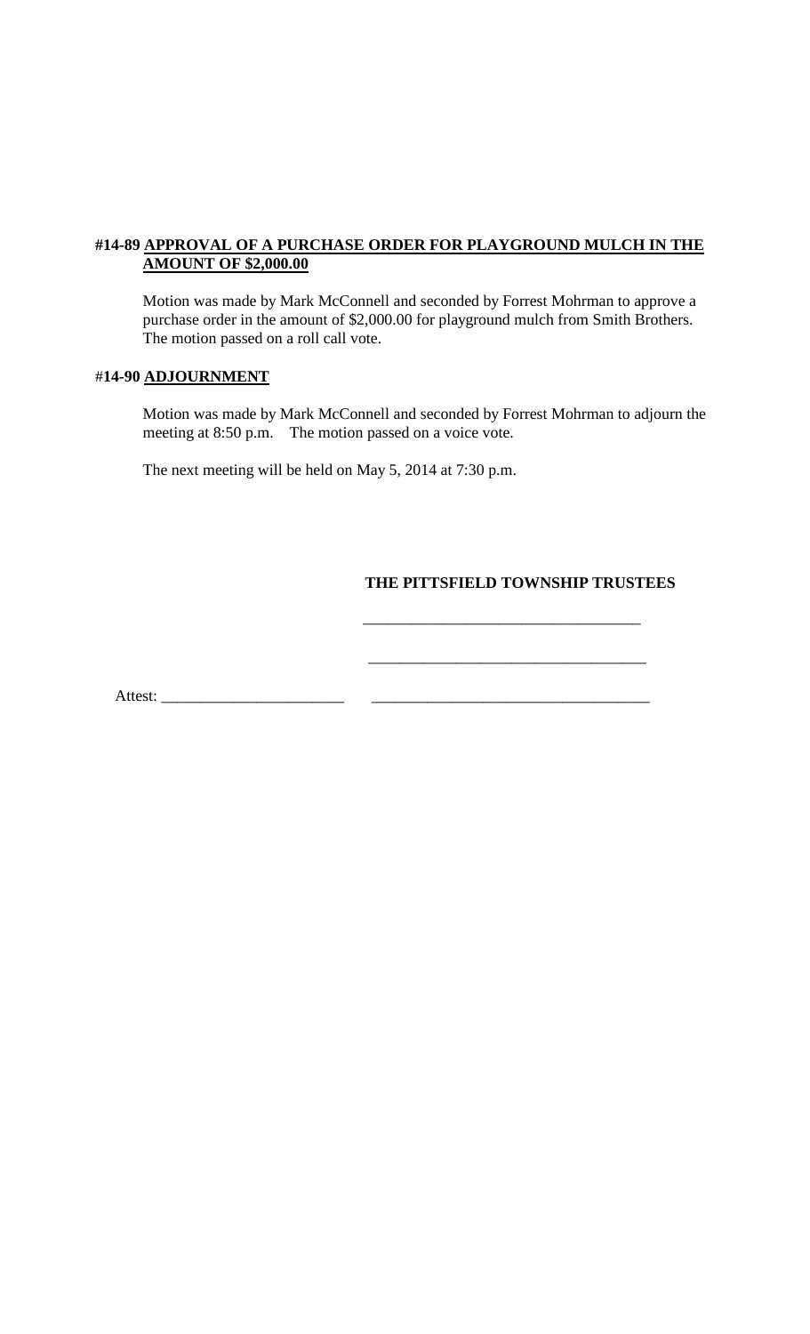**#14-89 <u>APPROVAL OF A PURCHASE ORDER FOR PLAYGROUND MULCH IN THE AMOUNT OF $2,000.00</u>**

Motion was made by Mark McConnell and seconded by Forrest Mohrman to approve a purchase order in the amount of $2,000.00 for playground mulch from Smith Brothers. The motion passed on a roll call vote.

**#14-90 <u>ADJOURNMENT</u>**

Motion was made by Mark McConnell and seconded by Forrest Mohrman to adjourn the meeting at 8:50 p.m. The motion passed on a voice vote.

The next meeting will be held on May 5, 2014 at 7:30 p.m.

**THE PITTSFIELD TOWNSHIP TRUSTEES**

___________________________________

___________________________________

Attest: _______________________ ___________________________________